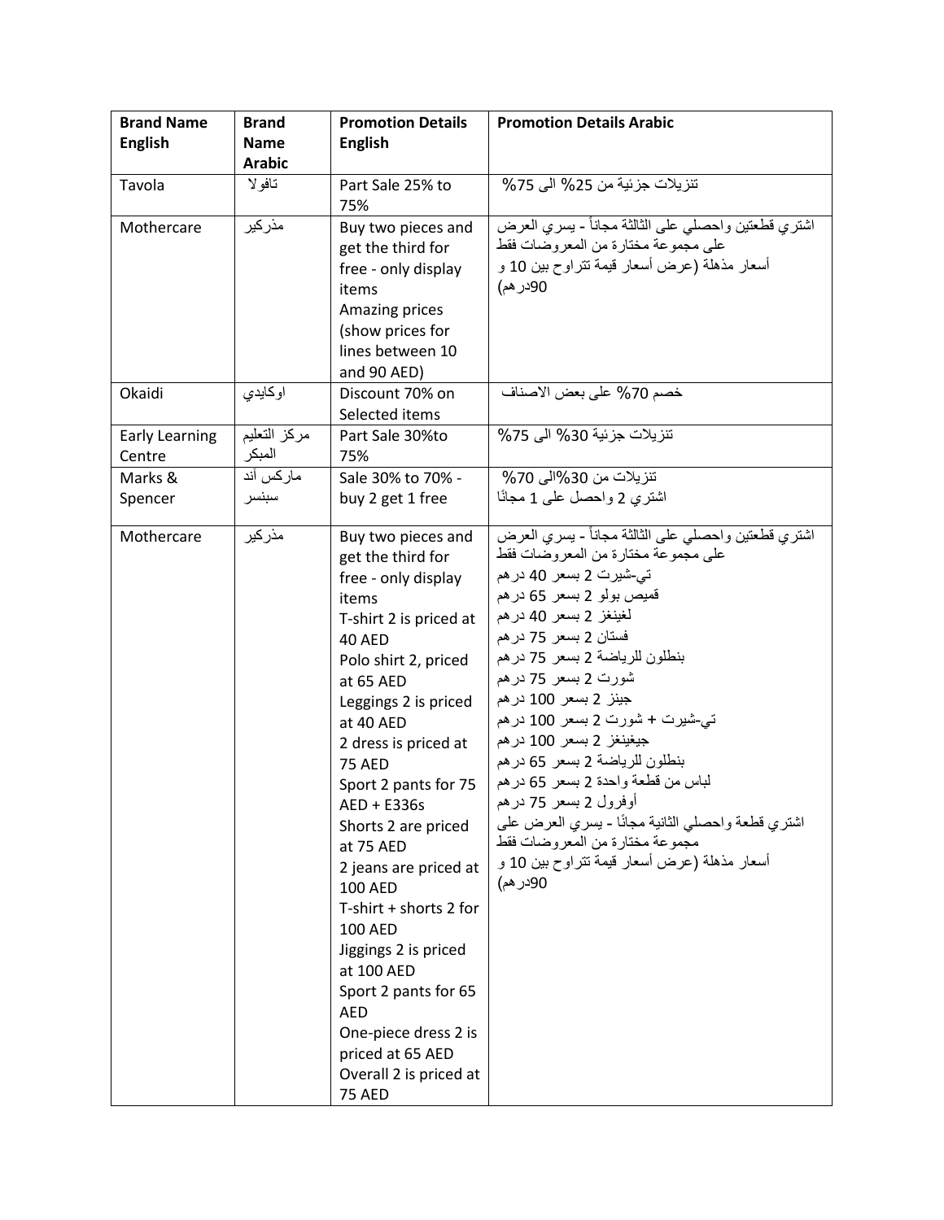| Brand Name English | Brand Name Arabic | Promotion Details English | Promotion Details Arabic |
|---|---|---|---|
| Tavola | تافولا | Part Sale 25% to 75% | تنزيلات جزئية من 25% الى 75% |
| Mothercare | مذركير | Buy two pieces and get the third for free - only display items<br>Amazing prices (show prices for lines between 10 and 90 AED) | اشتري قطعتين واحصلي على الثالثة مجاناً - يسري العرض على مجموعة مختارة من المعروضات فقط<br>أسعار مذهلة (عرض أسعار قيمة تتراوح بين 10 و 90درهم) |
| Okaidi | اوكايدي | Discount 70% on Selected items | خصم 70% على بعض الاصناف |
| Early Learning Centre | مركز التعليم المبكر | Part Sale 30%to 75% | تنزيلات جزئية 30% الى 75% |
| Marks & Spencer | ماركس آند سبنسر | Sale 30% to 70% - buy 2 get 1 free | تنزيلات من 30%الى 70%<br>اشتري 2 واحصل على 1 مجانًا |
| Mothercare | مذركير | Buy two pieces and get the third for free - only display items<br>T-shirt 2 is priced at 40 AED<br>Polo shirt 2, priced at 65 AED<br>Leggings 2 is priced at 40 AED<br>2 dress is priced at 75 AED<br>Sport 2 pants for 75 AED + E336s<br>Shorts 2 are priced at 75 AED<br>2 jeans are priced at 100 AED<br>T-shirt + shorts 2 for 100 AED<br>Jiggings 2 is priced at 100 AED<br>Sport 2 pants for 65 AED<br>One-piece dress 2 is priced at 65 AED<br>Overall 2 is priced at 75 AED | اشتري قطعتين واحصلي على الثالثة مجاناً - يسري العرض على مجموعة مختارة من المعروضات فقط<br>تي-شيرت 2 بسعر 40 درهم<br>قميص بولو 2 بسعر 65 درهم<br>لغينغز 2 بسعر 40 درهم<br>فستان 2 بسعر 75 درهم<br>بنطلون للرياضة 2 بسعر 75 درهم<br>شورت 2 بسعر 75 درهم<br>جينز 2 بسعر 100 درهم<br>تي-شيرت + شورت 2 بسعر 100 درهم<br>جيغينغز 2 بسعر 100 درهم<br>بنطلون للرياضة 2 بسعر 65 درهم<br>لباس من قطعة واحدة 2 بسعر 65 درهم<br>أوفرول 2 بسعر 75 درهم<br>اشتري قطعة واحصلي الثانية مجانًا - يسري العرض على مجموعة مختارة من المعروضات فقط<br>أسعار مذهلة (عرض أسعار قيمة تتراوح بين 10 و 90درهم) |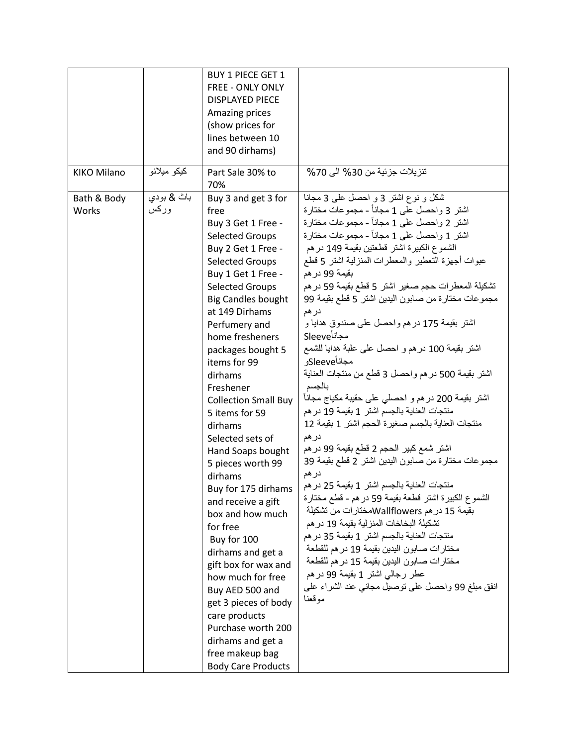| | | | |
|---|---|---|---|
| | | BUY 1 PIECE GET 1 FREE - ONLY ONLY DISPLAYED PIECE Amazing prices (show prices for lines between 10 and 90 dirhams) | |
| KIKO Milano | كيكو ميلانو | Part Sale 30% to 70% | تنزيلات جزئية من 30% الى 70% |
| Bath & Body Works | باث & بودي وركس | Buy 3 and get 3 for free<br>Buy 3 Get 1 Free - Selected Groups<br>Buy 2 Get 1 Free - Selected Groups<br>Buy 1 Get 1 Free - Selected Groups<br>Big Candles bought at 149 Dirhams<br>Perfumery and home fresheners packages bought 5 items for 99 dirhams<br>Freshener Collection Small Buy 5 items for 59 dirhams<br>Selected sets of Hand Soaps bought 5 pieces worth 99 dirhams<br>Buy for 175 dirhams and receive a gift box and how much for free<br>Buy for 100 dirhams and get a gift box for wax and how much for free<br>Buy AED 500 and get 3 pieces of body care products<br>Purchase worth 200 dirhams and get a free makeup bag<br>Body Care Products | شكل و نوع اشتر 3 و احصل على 3 مجانا<br>اشتر 3 واحصل على 1 مجاناً - مجموعات مختارة<br>اشتر 2 واحصل على 1 مجاناً - مجموعات مختارة<br>اشتر 1 واحصل على 1 مجاناً - مجموعات مختارة<br>الشموع الكبيرة اشتر قطعتين بقيمة 149 درهم<br>عبوات أجهزة التعطير والمعطرات المنزلية اشتر 5 قطع بقيمة 99 درهم<br>تشكيلة المعطرات حجم صغير اشتر 5 قطع بقيمة 59 درهم<br>مجموعات مختارة من صابون اليدين اشتر 5 قطع بقيمة 99 درهم<br>اشتر بقيمة 175 درهم واحصل على صندوق هدايا و Sleeveمجاناً<br>اشتر بقيمة 100 درهم و احصل على علبة هدايا للشمع وSleeveمجاناً<br>اشتر بقيمة 500 درهم واحصل 3 قطع من منتجات العناية بالجسم<br>اشتر بقيمة 200 درهم و احصلي على حقيبة مكياج مجاناً<br>منتجات العناية بالجسم اشتر 1 بقيمة 19 درهم<br>منتجات العناية بالجسم صغيرة الحجم اشتر 1 بقيمة 12 درهم<br>اشتر شمع كبير الحجم 2 قطع بقيمة 99 درهم<br>مجموعات مختارة من صابون اليدين اشتر 2 قطع بقيمة 39 درهم<br>منتجات العناية بالجسم اشتر 1 بقيمة 25 درهم<br>الشموع الكبيرة اشتر قطعة بقيمة 59 درهم - قطع مختارة<br>بقيمة 15 درهم Wallflowersمختارات من تشكيلة<br>تشكيلة البخاخات المنزلية بقيمة 19 درهم<br>منتجات العناية بالجسم اشتر 1 بقيمة 35 درهم<br>مختارات صابون اليدين بقيمة 19 درهم للقطعة<br>مختارات صابون اليدين بقيمة 15 درهم للقطعة<br>عطر رجالي اشتر 1 بقيمة 99 درهم<br>انفق مبلغ 99 واحصل على توصيل مجاني عند الشراء على موقعنا |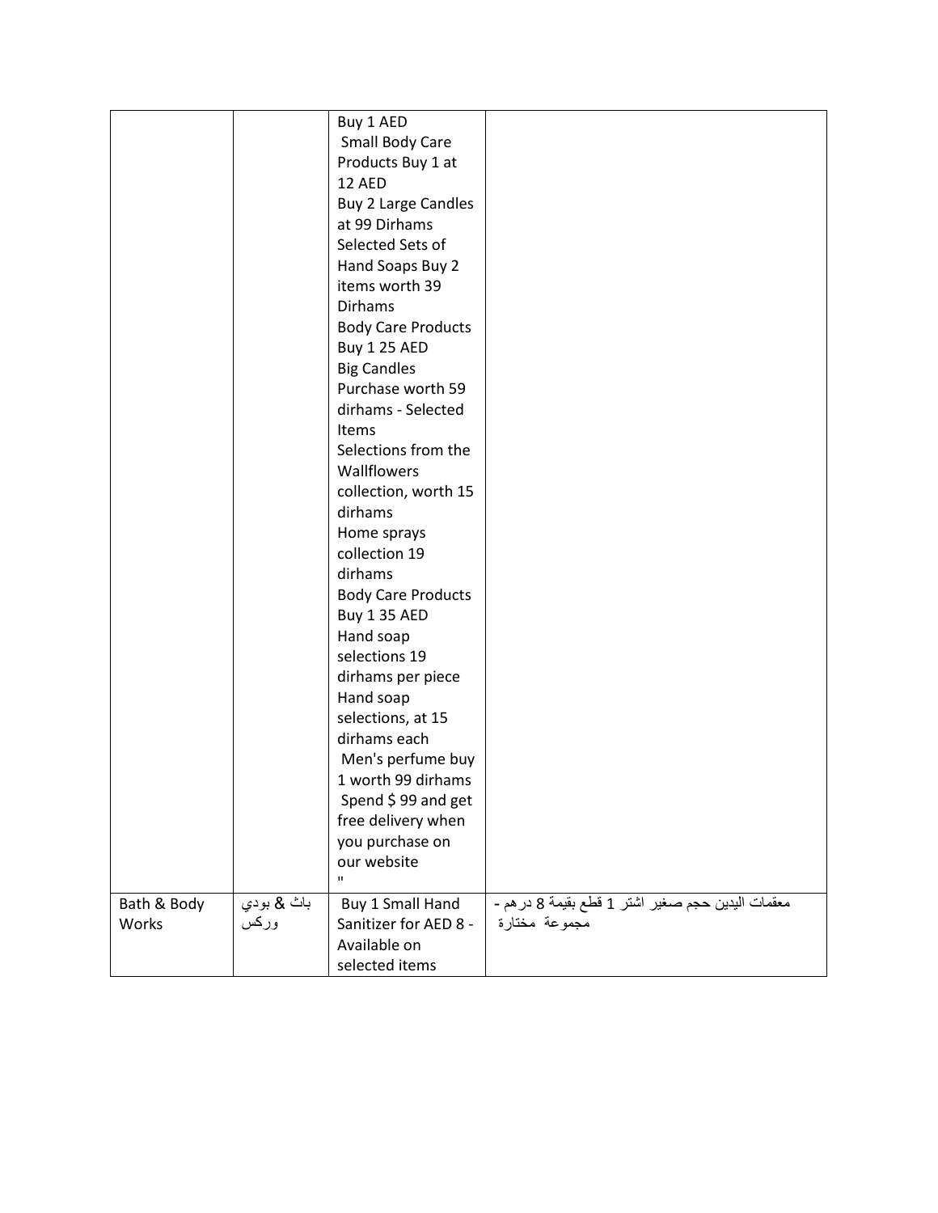| | | | |
|---|---|---|---|
| | | Buy 1 AED<br>Small Body Care Products Buy 1 at 12 AED<br>Buy 2 Large Candles at 99 Dirhams<br>Selected Sets of Hand Soaps Buy 2 items worth 39 Dirhams<br>Body Care Products Buy 1 25 AED<br>Big Candles Purchase worth 59 dirhams - Selected Items<br>Selections from the Wallflowers collection, worth 15 dirhams<br>Home sprays collection 19 dirhams<br>Body Care Products Buy 1 35 AED<br>Hand soap selections 19 dirhams per piece<br>Hand soap selections, at 15 dirhams each<br>Men's perfume buy 1 worth 99 dirhams<br>Spend $ 99 and get free delivery when you purchase on our website<br>" | |
| Bath & Body Works | باث & بودي وركس | Buy 1 Small Hand Sanitizer for AED 8 - Available on selected items | معقمات اليدين حجم صغير اشتر 1 قطع بقيمة 8 درهم - مجموعة مختارة |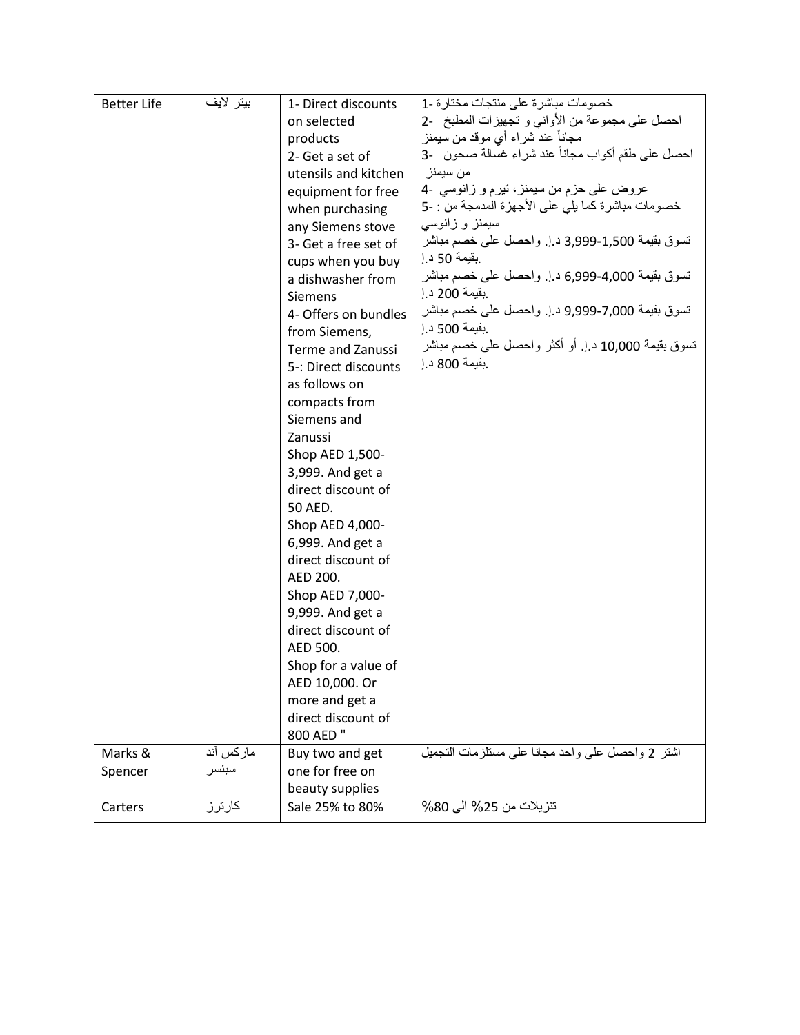| Better Life | بيتر لايف | 1- Direct discounts on selected products<br>2- Get a set of utensils and kitchen equipment for free when purchasing any Siemens stove<br>3- Get a free set of cups when you buy a dishwasher from Siemens<br>4- Offers on bundles from Siemens, Terme and Zanussi<br>5-: Direct discounts as follows on compacts from Siemens and Zanussi<br>Shop AED 1,500-3,999. And get a direct discount of 50 AED.<br>Shop AED 4,000-6,999. And get a direct discount of AED 200.<br>Shop AED 7,000-9,999. And get a direct discount of AED 500.<br>Shop for a value of AED 10,000. Or more and get a direct discount of 800 AED " | 1- خصومات مباشرة على منتجات مختارة<br>2- احصل على مجموعة من الأواني و تجهيزات المطبخ مجاناً عند شراء أي موقد من سيمنز<br>3- احصل على طقم أكواب مجاناً عند شراء غسالة صحون من سيمنز<br>4- عروض على حزم من سيمنز، تيرم و زانوسي<br>5- خصومات مباشرة كما يلي على الأجهزة المدمجة من : سيمنز و زانوسي<br>تسوق بقيمة 1,500-3,999 د.إ. واحصل على خصم مباشر بقيمة 50 د.إ.<br>تسوق بقيمة 4,000-6,999 د.إ. واحصل على خصم مباشر بقيمة 200 د.إ.<br>تسوق بقيمة 7,000-9,999 د.إ. واحصل على خصم مباشر بقيمة 500 د.إ.<br>تسوق بقيمة 10,000 د.إ. أو أكثر واحصل على خصم مباشر بقيمة 800 د.إ. |
|---|---|---|---|
| Marks & Spencer | ماركس أند سبنسر | Buy two and get one for free on beauty supplies | اشتر 2 واحصل على واحد مجانا على مستلزمات التجميل |
| Carters | كارترز | Sale 25% to 80% | تنزيلات من 25% الى 80% |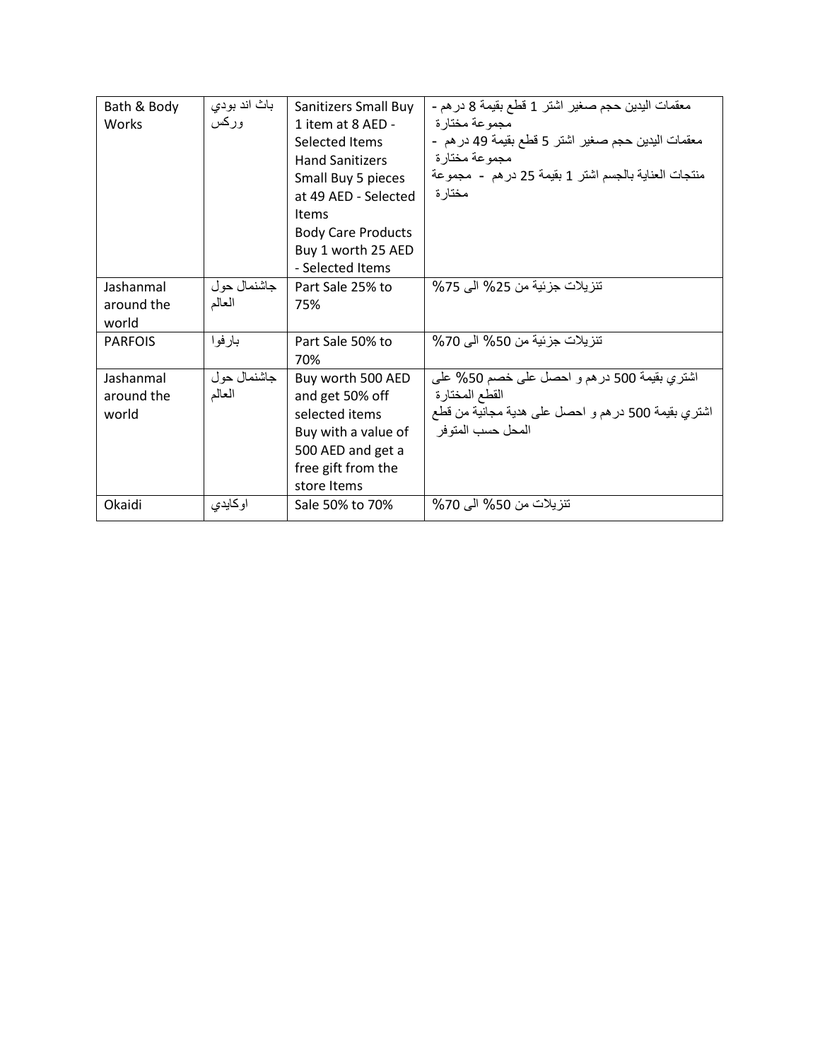| | | | |
|---|---|---|---|
| Bath & Body Works | باث اند بودي وركس | Sanitizers Small Buy 1 item at 8 AED - Selected Items<br>Hand Sanitizers Small Buy 5 pieces at 49 AED - Selected Items<br>Body Care Products Buy 1 worth 25 AED - Selected Items | معقمات اليدين حجم صغير اشتر 1 قطع بقيمة 8 درهم - مجموعة مختارة<br>معقمات اليدين حجم صغير اشتر 5 قطع بقيمة 49 درهم - مجموعة مختارة<br>منتجات العناية بالجسم اشتر 1 بقيمة 25 درهم - مجموعة مختارة |
| Jashanmal around the world | جاشنمال حول العالم | Part Sale 25% to 75% | تنزيلات جزئية من 25% الى 75% |
| PARFOIS | بارفوا | Part Sale 50% to 70% | تنزيلات جزئية من 50% الى 70% |
| Jashanmal around the world | جاشنمال حول العالم | Buy worth 500 AED and get 50% off selected items<br>Buy with a value of 500 AED and get a free gift from the store Items | اشتري بقيمة 500 درهم و احصل على خصم 50% على القطع المختارة<br>اشتري بقيمة 500 درهم و احصل على هدية مجانية من قطع المحل حسب المتوفر |
| Okaidi | اوكايدي | Sale 50% to 70% | تنزيلات من 50% الى 70% |